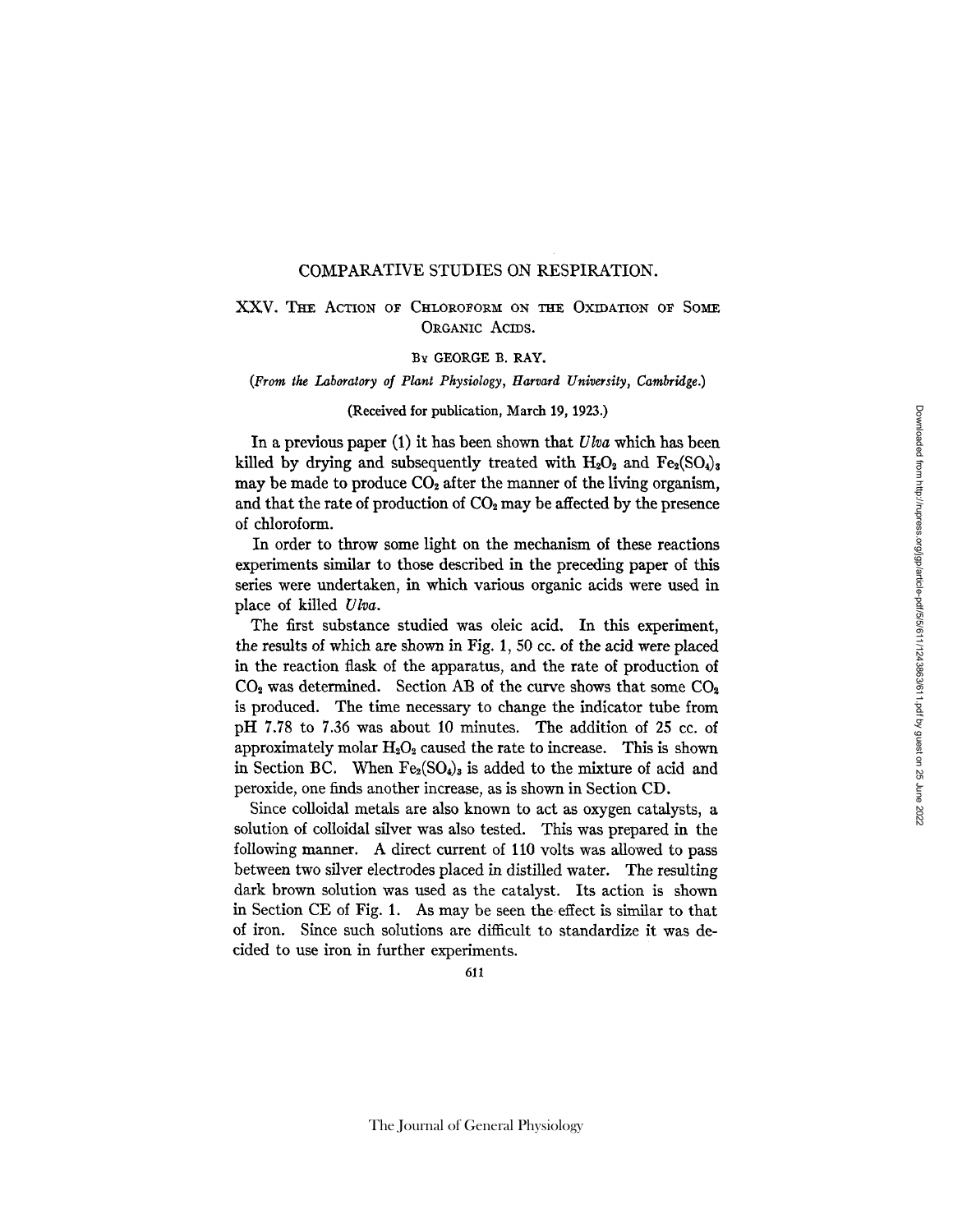# COMPARATIVE STUDIES ON RESPIRATION.

## XXV. The Action of Chloroform on the Oxidation of Some Organic Acids.

By GEORGE B. RAY.

*(From the Laboratory of Plant Physiology, Harvard University, Cambridge.)*

(Received for publication, March 19, 1923.)

In a previous paper (1) it has been shown that *Ulva* which has been killed by drying and subsequently treated with $H_2O_2$ and $Fe_2(SO_4)_3$ may be made to produce $CO_2$ after the manner of the living organism, and that the rate of production of $CO_2$ may be affected by the presence of chloroform.

In order to throw some light on the mechanism of these reactions experiments similar to those described in the preceding paper of this series were undertaken, in which various organic acids were used in place of killed *Ulva*.

The first substance studied was oleic acid. In this experiment, the results of which are shown in Fig. 1, 50 cc. of the acid were placed in the reaction flask of the apparatus, and the rate of production of $CO_2$ was determined. Section AB of the curve shows that some $CO_2$ is produced. The time necessary to change the indicator tube from pH 7.78 to 7.36 was about 10 minutes. The addition of 25 cc. of approximately molar $H_2O_2$ caused the rate to increase. This is shown in Section BC. When $Fe_2(SO_4)_3$ is added to the mixture of acid and peroxide, one finds another increase, as is shown in Section CD.

Since colloidal metals are also known to act as oxygen catalysts, a solution of colloidal silver was also tested. This was prepared in the following manner. A direct current of 110 volts was allowed to pass between two silver electrodes placed in distilled water. The resulting dark brown solution was used as the catalyst. Its action is shown in Section CE of Fig. 1. As may be seen the effect is similar to that of iron. Since such solutions are difficult to standardize it was decided to use iron in further experiments.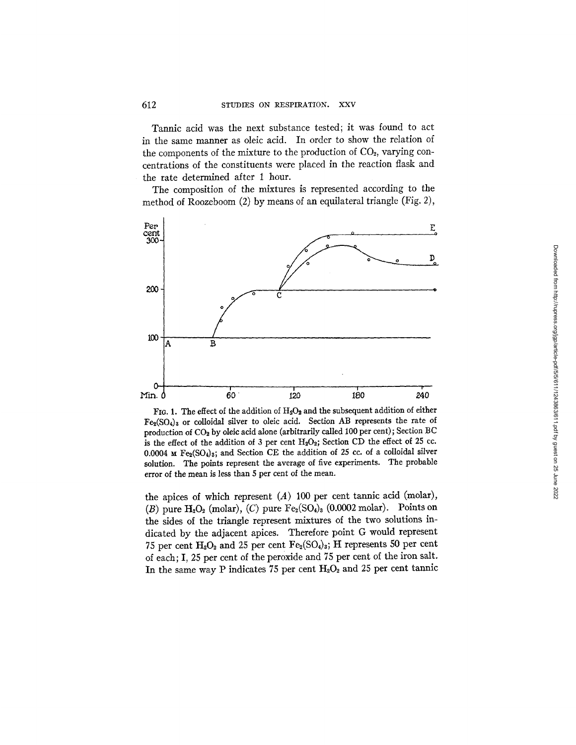Tannic acid was the next substance tested; it was found to act in the same manner as oleic acid. In order to show the relation of the components of the mixture to the production of $CO_2$, varying concentrations of the constituents were placed in the reaction flask and the rate determined after 1 hour.

The composition of the mixtures is represented according to the method of Roozeboom (2) by means of an equilateral triangle (Fig. 2),

FIG. 1. The effect of the addition of $H_2O_2$ and the subsequent addition of either $Fe_2(SO_4)_3$ or colloidal silver to oleic acid. Section AB represents the rate of production of $CO_2$ by oleic acid alone (arbitrarily called 100 per cent); Section BC is the effect of the addition of 3 per cent $H_2O_2$; Section CD the effect of 25 cc. 0.0004 M $Fe_2(SO_4)_3$; and Section CE the addition of 25 cc. of a colloidal silver solution. The points represent the average of five experiments. The probable error of the mean is less than 5 per cent of the mean.

the apices of which represent (*A*) 100 per cent tannic acid (molar), (*B*) pure $H_2O_2$ (molar), (*C*) pure $Fe_2(SO_4)_3$ (0.0002 molar). Points on the sides of the triangle represent mixtures of the two solutions indicated by the adjacent apices. Therefore point G would represent 75 per cent $H_2O_2$ and 25 per cent $Fe_2(SO_4)_3$; H represents 50 per cent of each; I, 25 per cent of the peroxide and 75 per cent of the iron salt. In the same way P indicates 75 per cent $H_2O_2$ and 25 per cent tannic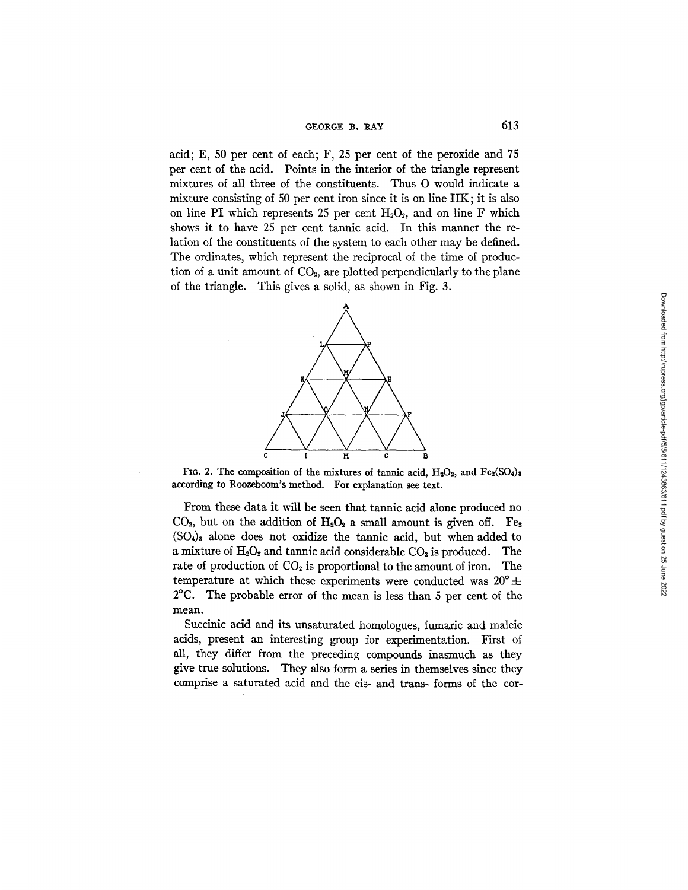acid; E, 50 per cent of each; F, 25 per cent of the peroxide and 75 per cent of the acid. Points in the interior of the triangle represent mixtures of all three of the constituents. Thus O would indicate a mixture consisting of 50 per cent iron since it is on line HK; it is also on line PI which represents 25 per cent $H_2O_2$, and on line F which shows it to have 25 per cent tannic acid. In this manner the relation of the constituents of the system to each other may be defined. The ordinates, which represent the reciprocal of the time of production of a unit amount of $CO_2$, are plotted perpendicularly to the plane of the triangle. This gives a solid, as shown in Fig. 3.

FIG. 2. The composition of the mixtures of tannic acid, $H_2O_2$, and $Fe_2(SO_4)_3$ according to Roozeboom's method. For explanation see text.

From these data it will be seen that tannic acid alone produced no $CO_2$, but on the addition of $H_2O_2$ a small amount is given off. $Fe_2(SO_4)_3$ alone does not oxidize the tannic acid, but when added to a mixture of $H_2O_2$ and tannic acid considerable $CO_2$ is produced. The rate of production of $CO_2$ is proportional to the amount of iron. The temperature at which these experiments were conducted was $20° \pm 2°C$. The probable error of the mean is less than 5 per cent of the mean.

Succinic acid and its unsaturated homologues, fumaric and maleic acids, present an interesting group for experimentation. First of all, they differ from the preceding compounds inasmuch as they give true solutions. They also form a series in themselves since they comprise a saturated acid and the cis- and trans- forms of the cor-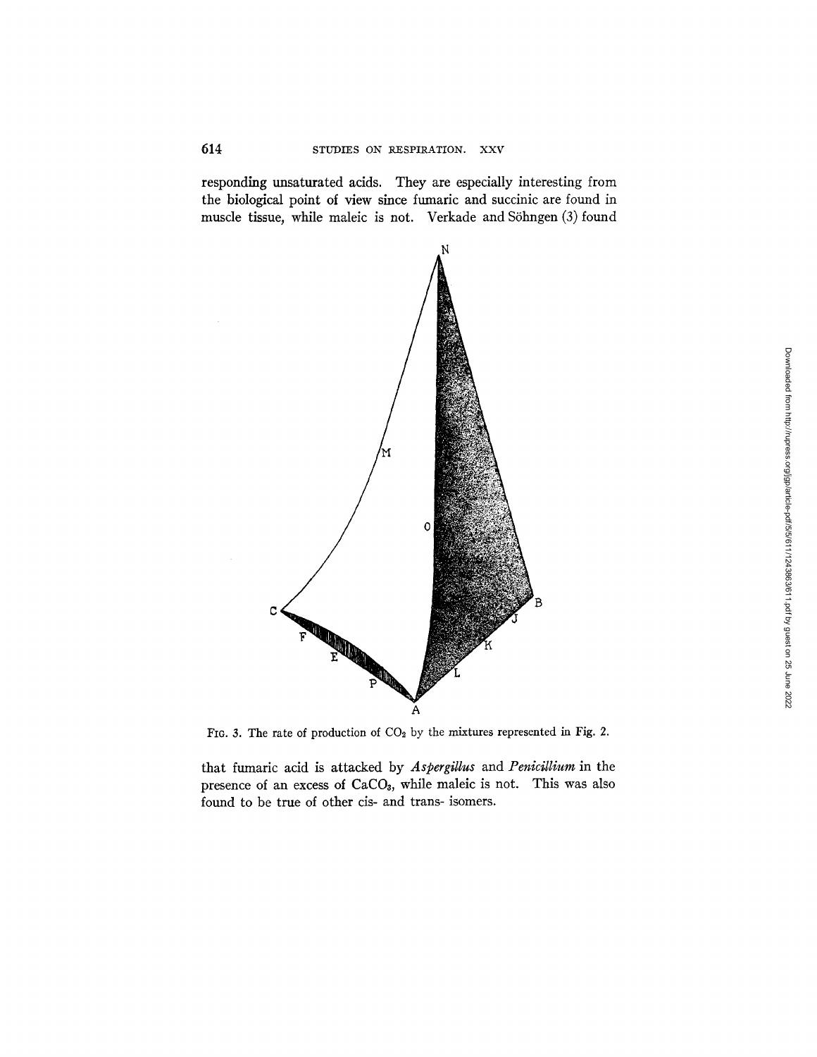responding unsaturated acids. They are especially interesting from the biological point of view since fumaric and succinic are found in muscle tissue, while maleic is not. Verkade and Söhngen (3) found

FIG. 3. The rate of production of $CO_2$ by the mixtures represented in Fig. 2.

that fumaric acid is attacked by *Aspergillus* and *Penicillium* in the presence of an excess of $CaCO_3$, while maleic is not. This was also found to be true of other cis- and trans- isomers.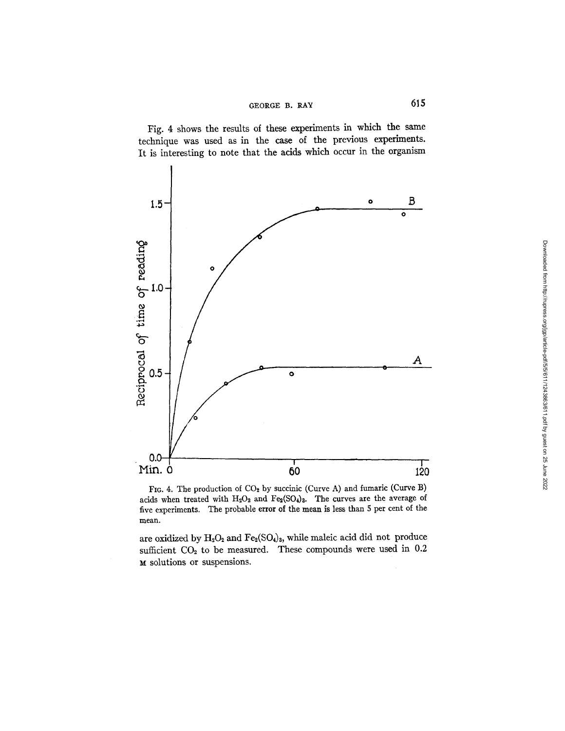Fig. 4 shows the results of these experiments in which the same technique was used as in the case of the previous experiments. It is interesting to note that the acids which occur in the organism

FIG. 4. The production of $CO_2$ by succinic (Curve A) and fumaric (Curve B) acids when treated with $H_2O_2$ and $Fe_2(SO_4)_3$. The curves are the average of five experiments. The probable error of the mean is less than 5 per cent of the mean.

are oxidized by $H_2O_2$ and $Fe_2(SO_4)_3$, while maleic acid did not produce sufficient $CO_2$ to be measured. These compounds were used in 0.2 M solutions or suspensions.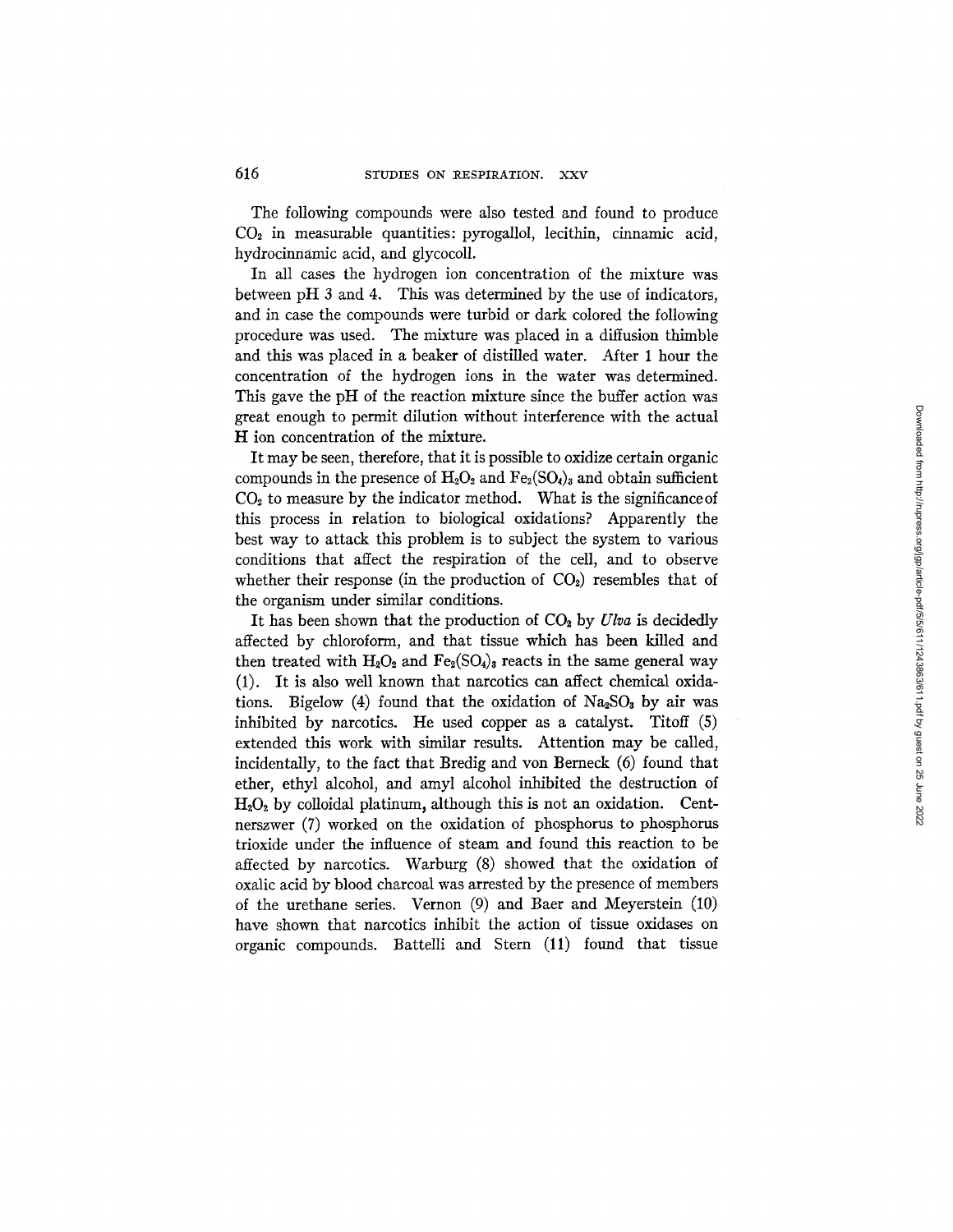The following compounds were also tested and found to produce $CO_2$ in measurable quantities: pyrogallol, lecithin, cinnamic acid, hydrocinnamic acid, and glycocoll.

In all cases the hydrogen ion concentration of the mixture was between pH 3 and 4. This was determined by the use of indicators, and in case the compounds were turbid or dark colored the following procedure was used. The mixture was placed in a diffusion thimble and this was placed in a beaker of distilled water. After 1 hour the concentration of the hydrogen ions in the water was determined. This gave the pH of the reaction mixture since the buffer action was great enough to permit dilution without interference with the actual H ion concentration of the mixture.

It may be seen, therefore, that it is possible to oxidize certain organic compounds in the presence of $H_2O_2$ and $Fe_2(SO_4)_3$ and obtain sufficient $CO_2$ to measure by the indicator method. What is the significance of this process in relation to biological oxidations? Apparently the best way to attack this problem is to subject the system to various conditions that affect the respiration of the cell, and to observe whether their response (in the production of $CO_2$) resembles that of the organism under similar conditions.

It has been shown that the production of $CO_2$ by *Ulva* is decidedly affected by chloroform, and that tissue which has been killed and then treated with $H_2O_2$ and $Fe_2(SO_4)_3$ reacts in the same general way (1). It is also well known that narcotics can affect chemical oxidations. Bigelow (4) found that the oxidation of $Na_2SO_3$ by air was inhibited by narcotics. He used copper as a catalyst. Titoff (5) extended this work with similar results. Attention may be called, incidentally, to the fact that Bredig and von Berneck (6) found that ether, ethyl alcohol, and amyl alcohol inhibited the destruction of $H_2O_2$ by colloidal platinum, although this is not an oxidation. Centnerszwer (7) worked on the oxidation of phosphorus to phosphorus trioxide under the influence of steam and found this reaction to be affected by narcotics. Warburg (8) showed that the oxidation of oxalic acid by blood charcoal was arrested by the presence of members of the urethane series. Vernon (9) and Baer and Meyerstein (10) have shown that narcotics inhibit the action of tissue oxidases on organic compounds. Battelli and Stern (11) found that tissue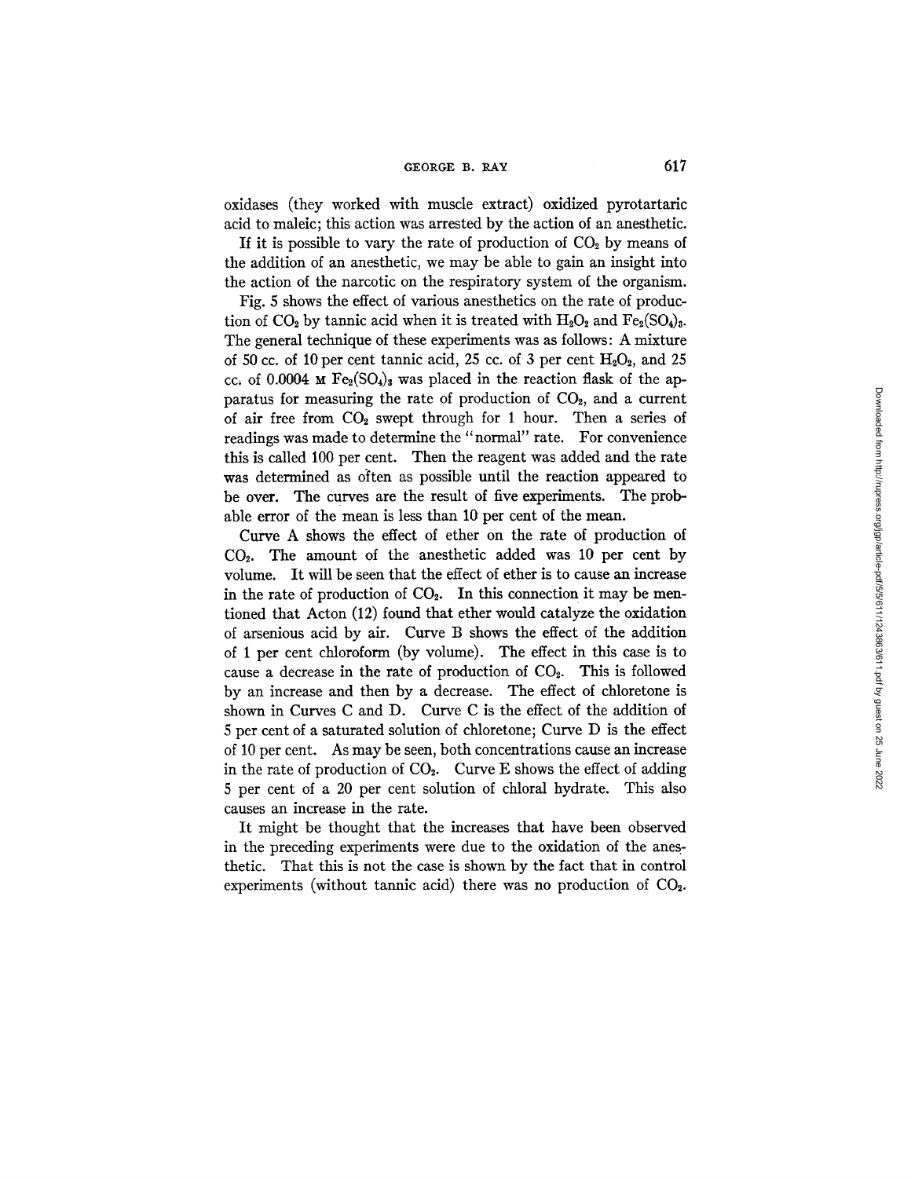oxidases (they worked with muscle extract) oxidized pyrotartaric acid to maleic; this action was arrested by the action of an anesthetic.

If it is possible to vary the rate of production of $CO_2$ by means of the addition of an anesthetic, we may be able to gain an insight into the action of the narcotic on the respiratory system of the organism.

Fig. 5 shows the effect of various anesthetics on the rate of production of $CO_2$ by tannic acid when it is treated with $H_2O_2$ and $Fe_2(SO_4)_3$. The general technique of these experiments was as follows: A mixture of 50 cc. of 10 per cent tannic acid, 25 cc. of 3 per cent $H_2O_2$, and 25 cc. of 0.0004 M $Fe_2(SO_4)_3$ was placed in the reaction flask of the apparatus for measuring the rate of production of $CO_2$, and a current of air free from $CO_2$ swept through for 1 hour. Then a series of readings was made to determine the "normal" rate. For convenience this is called 100 per cent. Then the reagent was added and the rate was determined as often as possible until the reaction appeared to be over. The curves are the result of five experiments. The probable error of the mean is less than 10 per cent of the mean.

Curve A shows the effect of ether on the rate of production of $CO_2$. The amount of the anesthetic added was 10 per cent by volume. It will be seen that the effect of ether is to cause an increase in the rate of production of $CO_2$. In this connection it may be mentioned that Acton (12) found that ether would catalyze the oxidation of arsenious acid by air. Curve B shows the effect of the addition of 1 per cent chloroform (by volume). The effect in this case is to cause a decrease in the rate of production of $CO_2$. This is followed by an increase and then by a decrease. The effect of chloretone is shown in Curves C and D. Curve C is the effect of the addition of 5 per cent of a saturated solution of chloretone; Curve D is the effect of 10 per cent. As may be seen, both concentrations cause an increase in the rate of production of $CO_2$. Curve E shows the effect of adding 5 per cent of a 20 per cent solution of chloral hydrate. This also causes an increase in the rate.

It might be thought that the increases that have been observed in the preceding experiments were due to the oxidation of the anesthetic. That this is not the case is shown by the fact that in control experiments (without tannic acid) there was no production of $CO_2$.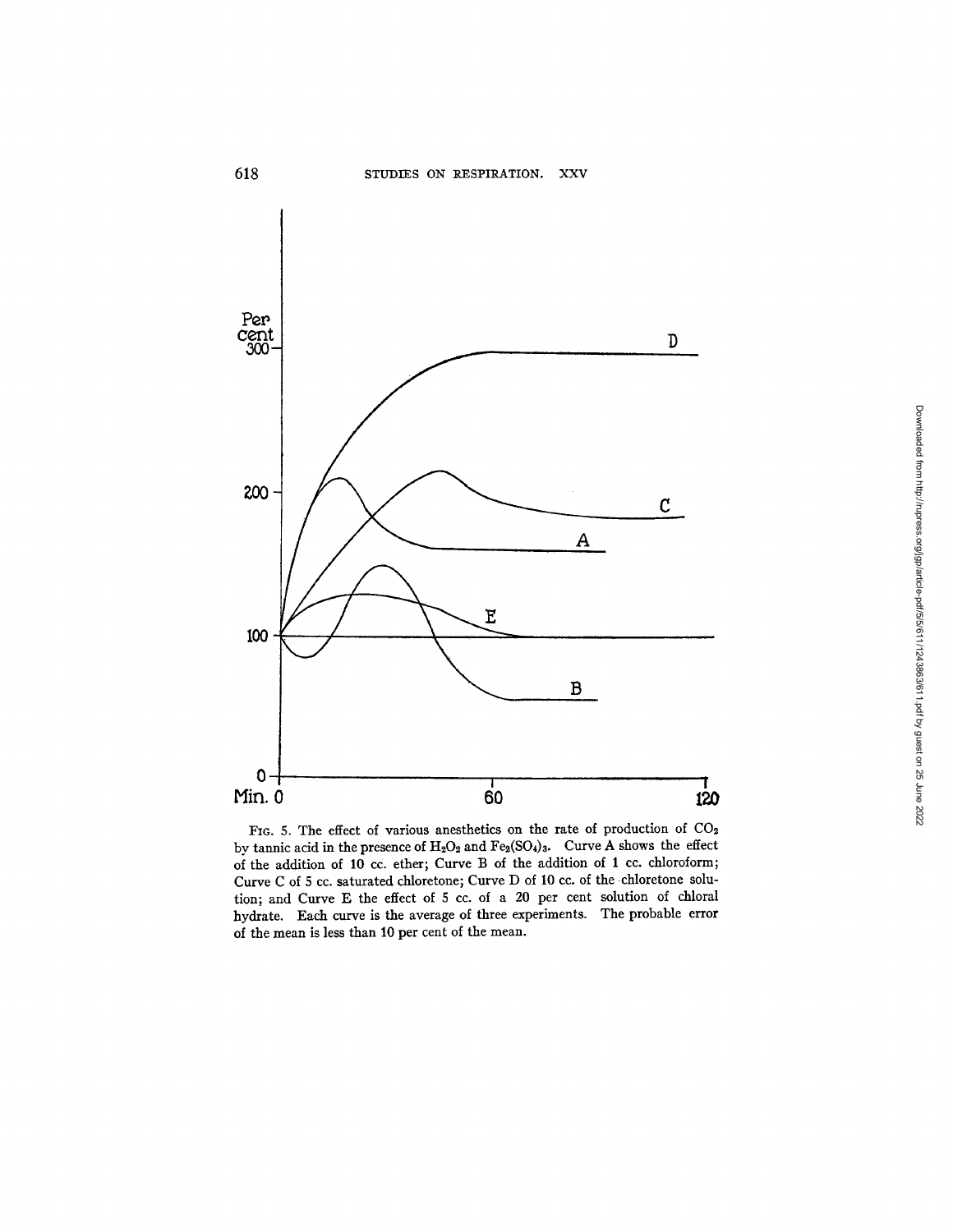FIG. 5. The effect of various anesthetics on the rate of production of $CO_2$ by tannic acid in the presence of $H_2O_2$ and $Fe_2(SO_4)_3$. Curve A shows the effect of the addition of 10 cc. ether; Curve B of the addition of 1 cc. chloroform; Curve C of 5 cc. saturated chloretone; Curve D of 10 cc. of the chloretone solution; and Curve E the effect of 5 cc. of a 20 per cent solution of chloral hydrate. Each curve is the average of three experiments. The probable error of the mean is less than 10 per cent of the mean.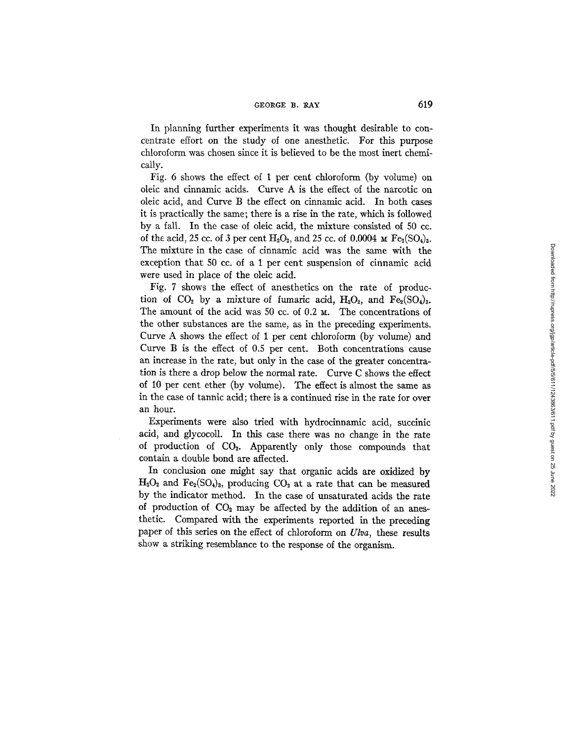In planning further experiments it was thought desirable to concentrate effort on the study of one anesthetic. For this purpose chloroform was chosen since it is believed to be the most inert chemically.

Fig. 6 shows the effect of 1 per cent chloroform (by volume) on oleic and cinnamic acids. Curve A is the effect of the narcotic on oleic acid, and Curve B the effect on cinnamic acid. In both cases it is practically the same; there is a rise in the rate, which is followed by a fall. In the case of oleic acid, the mixture consisted of 50 cc. of the acid, 25 cc. of 3 per cent $H_2O_2$, and 25 cc. of 0.0004 M $Fe_2(SO_4)_3$. The mixture in the case of cinnamic acid was the same with the exception that 50 cc. of a 1 per cent suspension of cinnamic acid were used in place of the oleic acid.

Fig. 7 shows the effect of anesthetics on the rate of production of $CO_2$ by a mixture of fumaric acid, $H_2O_2$, and $Fe_2(SO_4)_3$. The amount of the acid was 50 cc. of 0.2 M. The concentrations of the other substances are the same, as in the preceding experiments. Curve A shows the effect of 1 per cent chloroform (by volume) and Curve B is the effect of 0.5 per cent. Both concentrations cause an increase in the rate, but only in the case of the greater concentration is there a drop below the normal rate. Curve C shows the effect of 10 per cent ether (by volume). The effect is almost the same as in the case of tannic acid; there is a continued rise in the rate for over an hour.

Experiments were also tried with hydrocinnamic acid, succinic acid, and glycocoll. In this case there was no change in the rate of production of $CO_2$. Apparently only those compounds that contain a double bond are affected.

In conclusion one might say that organic acids are oxidized by $H_2O_2$ and $Fe_2(SO_4)_3$, producing $CO_2$ at a rate that can be measured by the indicator method. In the case of unsaturated acids the rate of production of $CO_2$ may be affected by the addition of an anesthetic. Compared with the experiments reported in the preceding paper of this series on the effect of chloroform on *Ulva*, these results show a striking resemblance to the response of the organism.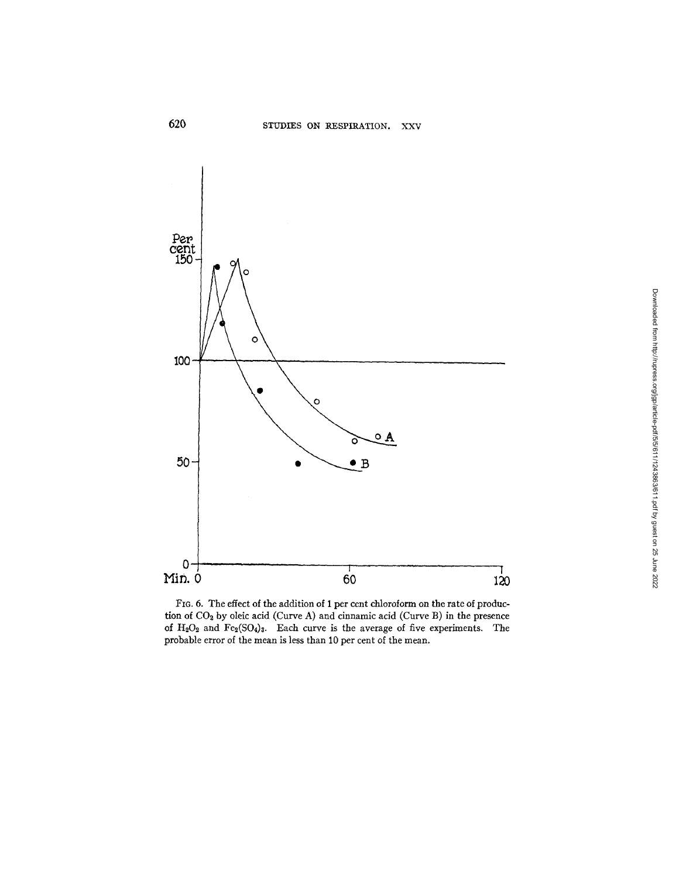FIG. 6. The effect of the addition of 1 per cent chloroform on the rate of production of $CO_2$ by oleic acid (Curve A) and cinnamic acid (Curve B) in the presence of $H_2O_2$ and $Fe_2(SO_4)_3$. Each curve is the average of five experiments. The probable error of the mean is less than 10 per cent of the mean.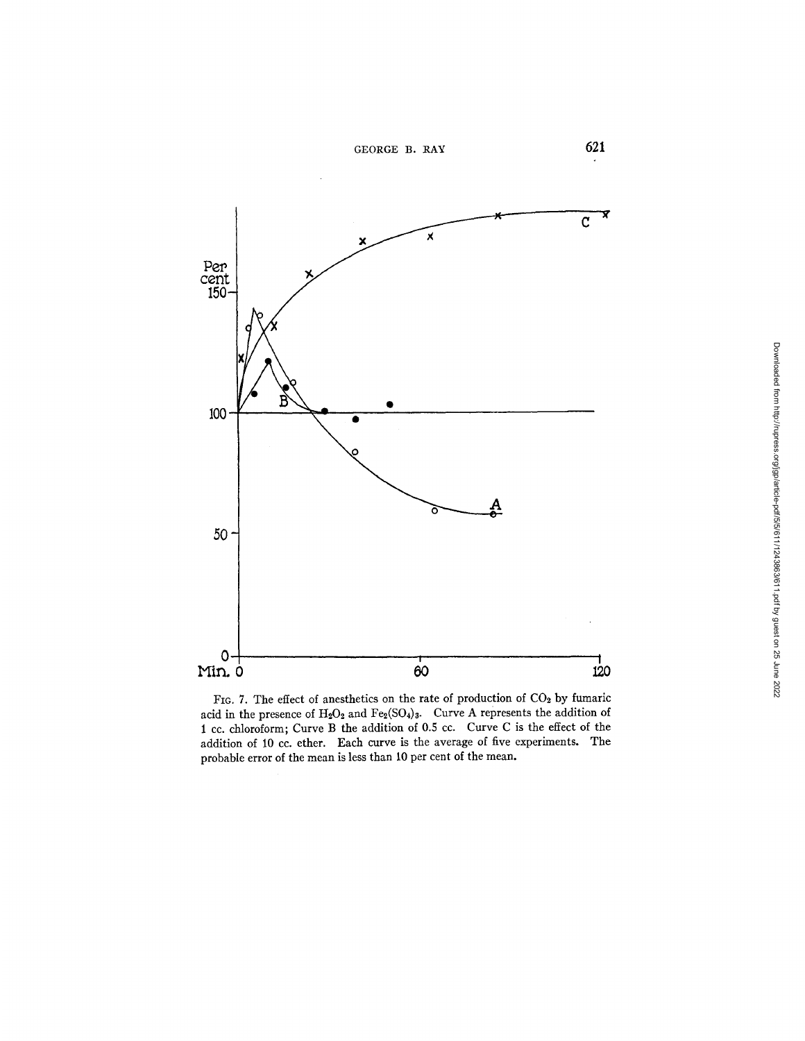FIG. 7. The effect of anesthetics on the rate of production of $CO_2$ by fumaric acid in the presence of $H_2O_2$ and $Fe_2(SO_4)_3$. Curve A represents the addition of 1 cc. chloroform; Curve B the addition of 0.5 cc. Curve C is the effect of the addition of 10 cc. ether. Each curve is the average of five experiments. The probable error of the mean is less than 10 per cent of the mean.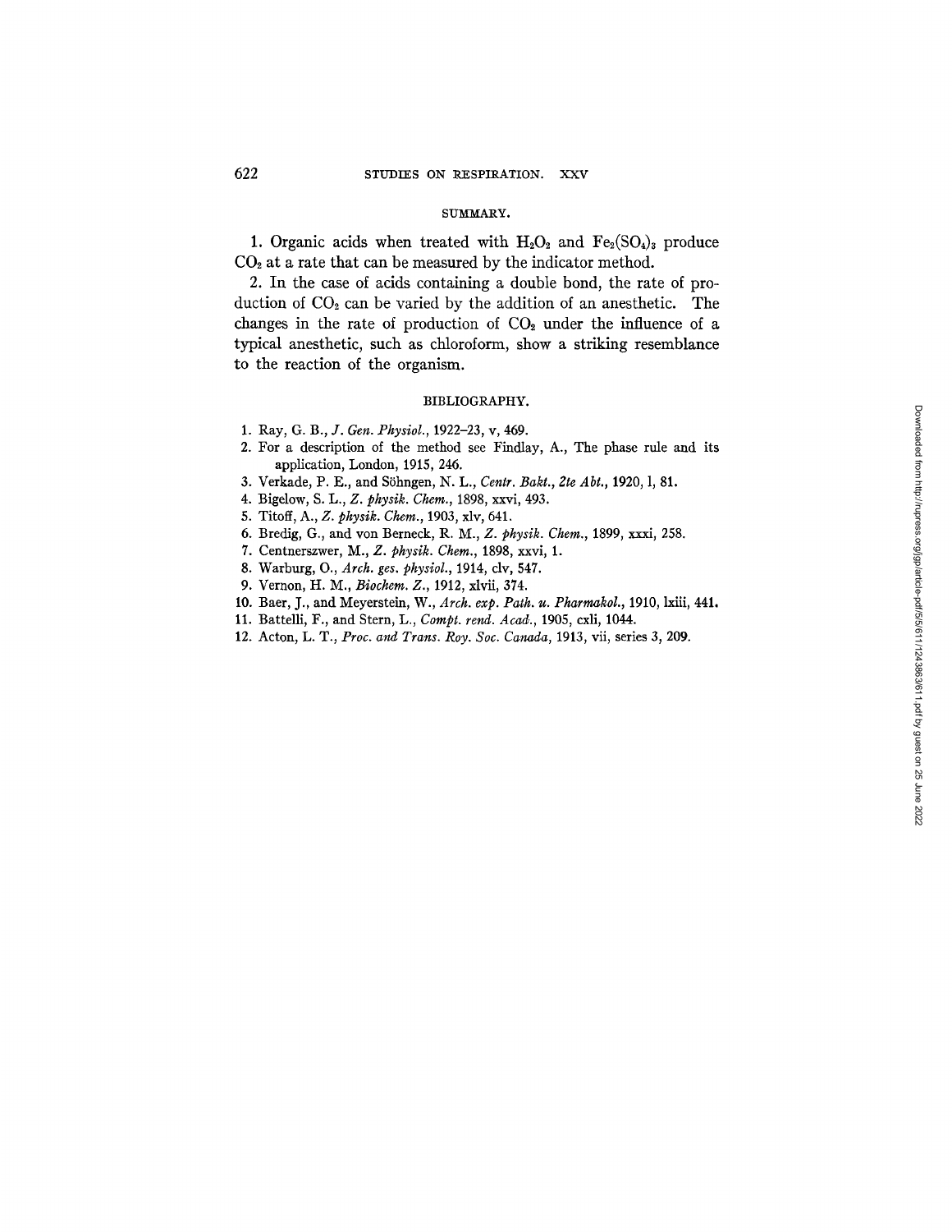## SUMMARY.

1. Organic acids when treated with $H_2O_2$ and $Fe_2(SO_4)_3$ produce $CO_2$ at a rate that can be measured by the indicator method.

2. In the case of acids containing a double bond, the rate of production of $CO_2$ can be varied by the addition of an anesthetic. The changes in the rate of production of $CO_2$ under the influence of a typical anesthetic, such as chloroform, show a striking resemblance to the reaction of the organism.

## BIBLIOGRAPHY.

1. Ray, G. B., *J. Gen. Physiol.*, 1922–23, v, 469.
2. For a description of the method see Findlay, A., The phase rule and its application, London, 1915, 246.
3. Verkade, P. E., and Söhngen, N. L., *Centr. Bakt.*, *2te Abt.*, 1920, l, 81.
4. Bigelow, S. L., *Z. physik. Chem.*, 1898, xxvi, 493.
5. Titoff, A., *Z. physik. Chem.*, 1903, xlv, 641.
6. Bredig, G., and von Berneck, R. M., *Z. physik. Chem.*, 1899, xxxi, 258.
7. Centnerszwer, M., *Z. physik. Chem.*, 1898, xxvi, 1.
8. Warburg, O., *Arch. ges. physiol.*, 1914, clv, 547.
9. Vernon, H. M., *Biochem. Z.*, 1912, xlvii, 374.
10. Baer, J., and Meyerstein, W., *Arch. exp. Path. u. Pharmakol.*, 1910, lxiii, 441.
11. Battelli, F., and Stern, L., *Compt. rend. Acad.*, 1905, cxli, 1044.
12. Acton, L. T., *Proc. and Trans. Roy. Soc. Canada*, 1913, vii, series 3, 209.